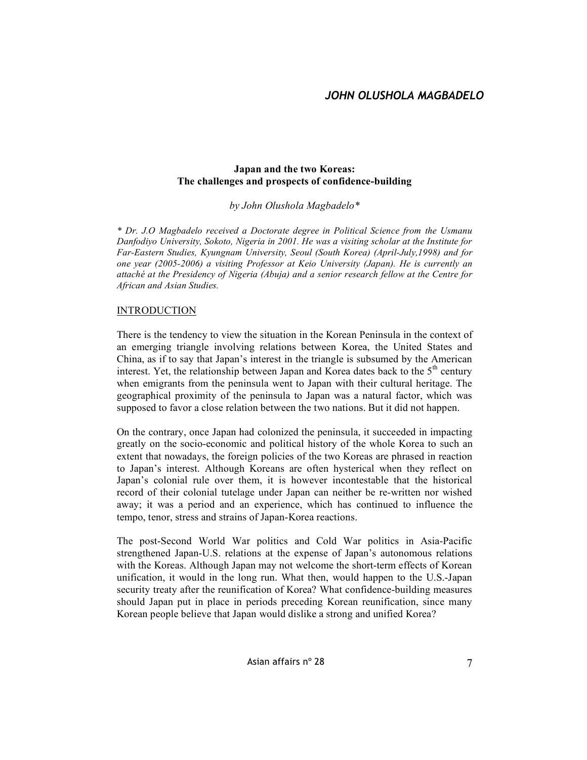# Japan and the two Koreas: The challenges and prospects of confidence-building

*by John Olushola Magbadelo\**

*\* Dr. J.O Magbadelo received a Doctorate degree in Political Science from the Usmanu Danfodiyo University, Sokoto, Nigeria in 2001. He was a visiting scholar at the Institute for Far-Eastern Studies, Kyungnam University, Seoul (South Korea) (April-July,1998) and for one year (2005-2006) a visiting Professor at Keio University (Japan). He is currently an attaché at the Presidency of Nigeria (Abuja) and a senior research fellow at the Centre for African and Asian Studies.*

## INTRODUCTION

There is the tendency to view the situation in the Korean Peninsula in the context of an emerging triangle involving relations between Korea, the United States and China, as if to say that Japan's interest in the triangle is subsumed by the American interest. Yet, the relationship between Japan and Korea dates back to the 5th century when emigrants from the peninsula went to Japan with their cultural heritage. The geographical proximity of the peninsula to Japan was a natural factor, which was supposed to favor a close relation between the two nations. But it did not happen.

On the contrary, once Japan had colonized the peninsula, it succeeded in impacting greatly on the socio-economic and political history of the whole Korea to such an extent that nowadays, the foreign policies of the two Koreas are phrased in reaction to Japan's interest. Although Koreans are often hysterical when they reflect on Japan's colonial rule over them, it is however incontestable that the historical record of their colonial tutelage under Japan can neither be re-written nor wished away; it was a period and an experience, which has continued to influence the tempo, tenor, stress and strains of Japan-Korea reactions.

The post-Second World War politics and Cold War politics in Asia-Pacific strengthened Japan-U.S. relations at the expense of Japan's autonomous relations with the Koreas. Although Japan may not welcome the short-term effects of Korean unification, it would in the long run. What then, would happen to the U.S.-Japan security treaty after the reunification of Korea? What confidence-building measures should Japan put in place in periods preceding Korean reunification, since many Korean people believe that Japan would dislike a strong and unified Korea?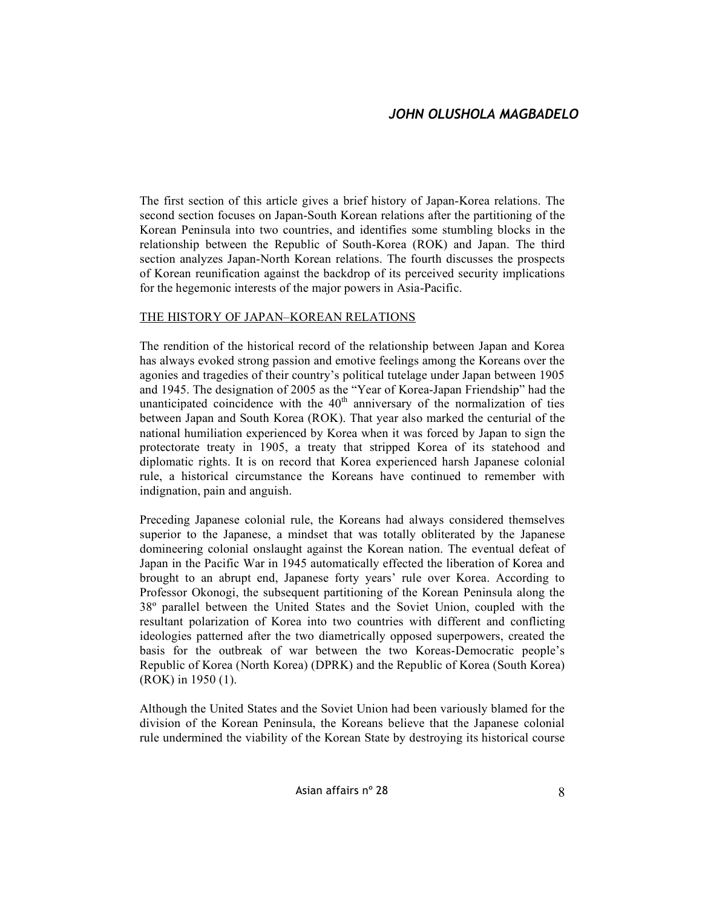The first section of this article gives a brief history of Japan-Korea relations. The second section focuses on Japan-South Korean relations after the partitioning of the Korean Peninsula into two countries, and identifies some stumbling blocks in the relationship between the Republic of South-Korea (ROK) and Japan. The third section analyzes Japan-North Korean relations. The fourth discusses the prospects of Korean reunification against the backdrop of its perceived security implications for the hegemonic interests of the major powers in Asia-Pacific.

## THE HISTORY OF JAPAN–KOREAN RELATIONS

The rendition of the historical record of the relationship between Japan and Korea has always evoked strong passion and emotive feelings among the Koreans over the agonies and tragedies of their country's political tutelage under Japan between 1905 and 1945. The designation of 2005 as the "Year of Korea-Japan Friendship" had the unanticipated coincidence with the 40th anniversary of the normalization of ties between Japan and South Korea (ROK). That year also marked the centurial of the national humiliation experienced by Korea when it was forced by Japan to sign the protectorate treaty in 1905, a treaty that stripped Korea of its statehood and diplomatic rights. It is on record that Korea experienced harsh Japanese colonial rule, a historical circumstance the Koreans have continued to remember with indignation, pain and anguish.

Preceding Japanese colonial rule, the Koreans had always considered themselves superior to the Japanese, a mindset that was totally obliterated by the Japanese domineering colonial onslaught against the Korean nation. The eventual defeat of Japan in the Pacific War in 1945 automatically effected the liberation of Korea and brought to an abrupt end, Japanese forty years' rule over Korea. According to Professor Okonogi, the subsequent partitioning of the Korean Peninsula along the 38º parallel between the United States and the Soviet Union, coupled with the resultant polarization of Korea into two countries with different and conflicting ideologies patterned after the two diametrically opposed superpowers, created the basis for the outbreak of war between the two Koreas-Democratic people's Republic of Korea (North Korea) (DPRK) and the Republic of Korea (South Korea) (ROK) in 1950 (1).

Although the United States and the Soviet Union had been variously blamed for the division of the Korean Peninsula, the Koreans believe that the Japanese colonial rule undermined the viability of the Korean State by destroying its historical course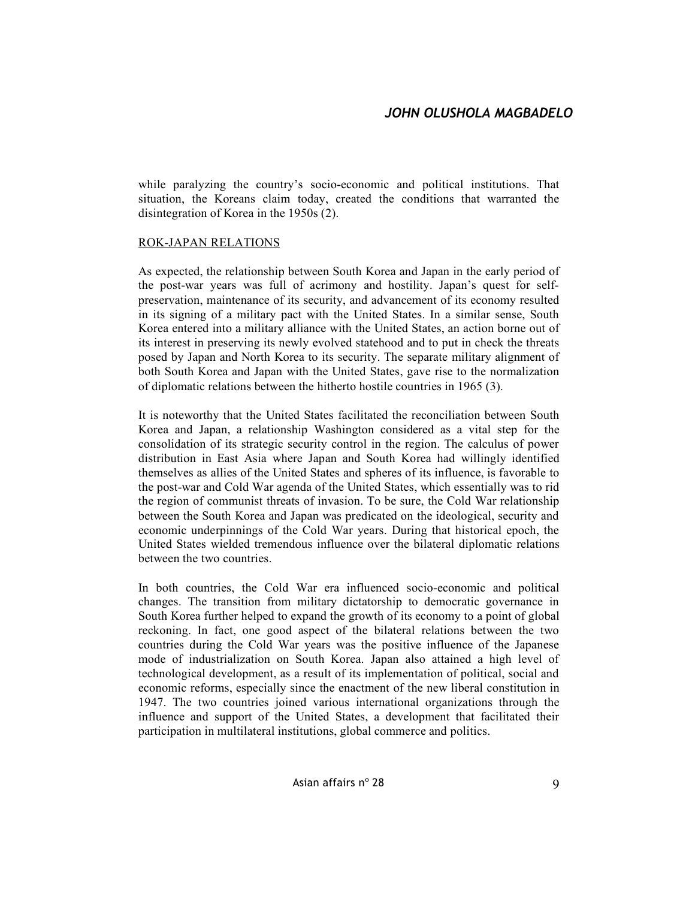while paralyzing the country's socio-economic and political institutions. That situation, the Koreans claim today, created the conditions that warranted the disintegration of Korea in the 1950s (2).

## ROK-JAPAN RELATIONS

As expected, the relationship between South Korea and Japan in the early period of the post-war years was full of acrimony and hostility. Japan's quest for self-preservation, maintenance of its security, and advancement of its economy resulted in its signing of a military pact with the United States. In a similar sense, South Korea entered into a military alliance with the United States, an action borne out of its interest in preserving its newly evolved statehood and to put in check the threats posed by Japan and North Korea to its security. The separate military alignment of both South Korea and Japan with the United States, gave rise to the normalization of diplomatic relations between the hitherto hostile countries in 1965 (3).

It is noteworthy that the United States facilitated the reconciliation between South Korea and Japan, a relationship Washington considered as a vital step for the consolidation of its strategic security control in the region. The calculus of power distribution in East Asia where Japan and South Korea had willingly identified themselves as allies of the United States and spheres of its influence, is favorable to the post-war and Cold War agenda of the United States, which essentially was to rid the region of communist threats of invasion. To be sure, the Cold War relationship between the South Korea and Japan was predicated on the ideological, security and economic underpinnings of the Cold War years. During that historical epoch, the United States wielded tremendous influence over the bilateral diplomatic relations between the two countries.

In both countries, the Cold War era influenced socio-economic and political changes. The transition from military dictatorship to democratic governance in South Korea further helped to expand the growth of its economy to a point of global reckoning. In fact, one good aspect of the bilateral relations between the two countries during the Cold War years was the positive influence of the Japanese mode of industrialization on South Korea. Japan also attained a high level of technological development, as a result of its implementation of political, social and economic reforms, especially since the enactment of the new liberal constitution in 1947. The two countries joined various international organizations through the influence and support of the United States, a development that facilitated their participation in multilateral institutions, global commerce and politics.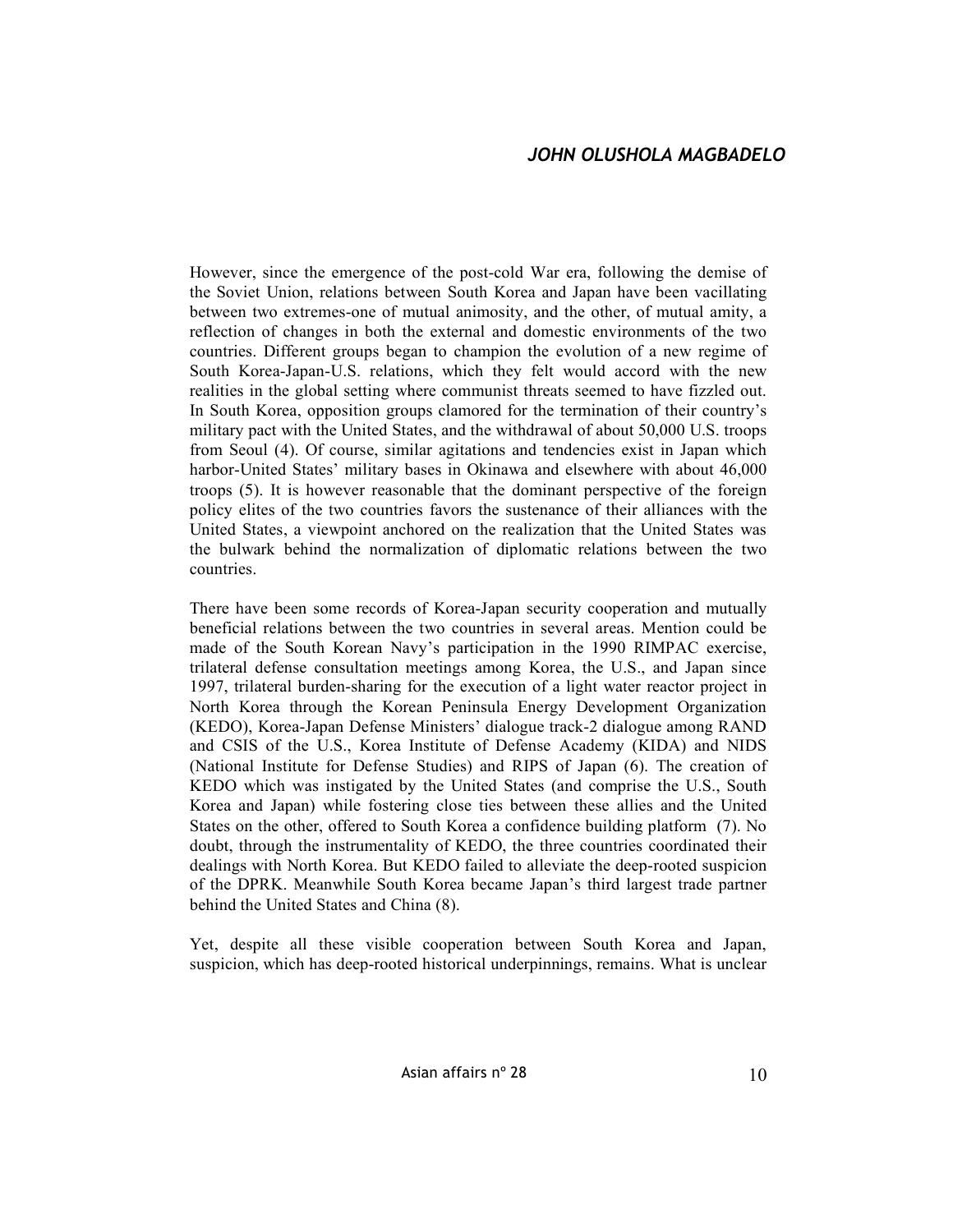However, since the emergence of the post-cold War era, following the demise of the Soviet Union, relations between South Korea and Japan have been vacillating between two extremes-one of mutual animosity, and the other, of mutual amity, a reflection of changes in both the external and domestic environments of the two countries. Different groups began to champion the evolution of a new regime of South Korea-Japan-U.S. relations, which they felt would accord with the new realities in the global setting where communist threats seemed to have fizzled out. In South Korea, opposition groups clamored for the termination of their country's military pact with the United States, and the withdrawal of about 50,000 U.S. troops from Seoul (4). Of course, similar agitations and tendencies exist in Japan which harbor-United States' military bases in Okinawa and elsewhere with about 46,000 troops (5). It is however reasonable that the dominant perspective of the foreign policy elites of the two countries favors the sustenance of their alliances with the United States, a viewpoint anchored on the realization that the United States was the bulwark behind the normalization of diplomatic relations between the two countries.

There have been some records of Korea-Japan security cooperation and mutually beneficial relations between the two countries in several areas. Mention could be made of the South Korean Navy's participation in the 1990 RIMPAC exercise, trilateral defense consultation meetings among Korea, the U.S., and Japan since 1997, trilateral burden-sharing for the execution of a light water reactor project in North Korea through the Korean Peninsula Energy Development Organization (KEDO), Korea-Japan Defense Ministers' dialogue track-2 dialogue among RAND and CSIS of the U.S., Korea Institute of Defense Academy (KIDA) and NIDS (National Institute for Defense Studies) and RIPS of Japan (6). The creation of KEDO which was instigated by the United States (and comprise the U.S., South Korea and Japan) while fostering close ties between these allies and the United States on the other, offered to South Korea a confidence building platform (7). No doubt, through the instrumentality of KEDO, the three countries coordinated their dealings with North Korea. But KEDO failed to alleviate the deep-rooted suspicion of the DPRK. Meanwhile South Korea became Japan's third largest trade partner behind the United States and China (8).

Yet, despite all these visible cooperation between South Korea and Japan, suspicion, which has deep-rooted historical underpinnings, remains. What is unclear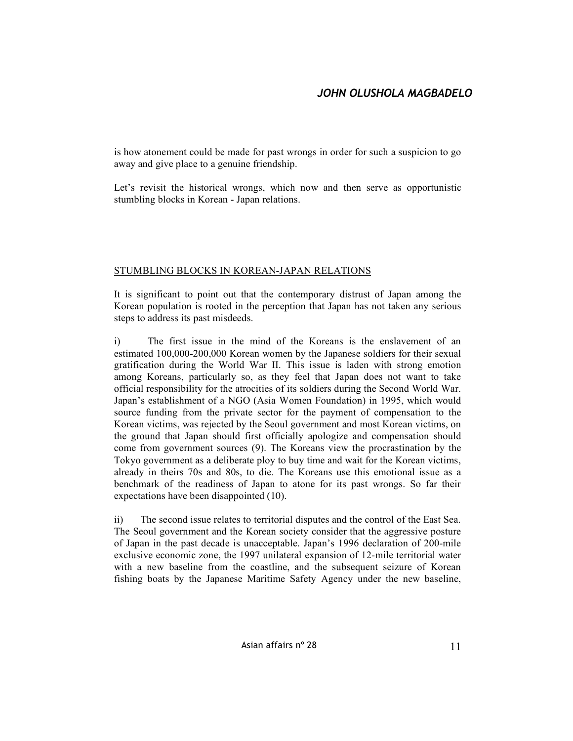is how atonement could be made for past wrongs in order for such a suspicion to go away and give place to a genuine friendship.

Let's revisit the historical wrongs, which now and then serve as opportunistic stumbling blocks in Korean - Japan relations.

## STUMBLING BLOCKS IN KOREAN-JAPAN RELATIONS

It is significant to point out that the contemporary distrust of Japan among the Korean population is rooted in the perception that Japan has not taken any serious steps to address its past misdeeds.

i) The first issue in the mind of the Koreans is the enslavement of an estimated 100,000-200,000 Korean women by the Japanese soldiers for their sexual gratification during the World War II. This issue is laden with strong emotion among Koreans, particularly so, as they feel that Japan does not want to take official responsibility for the atrocities of its soldiers during the Second World War. Japan's establishment of a NGO (Asia Women Foundation) in 1995, which would source funding from the private sector for the payment of compensation to the Korean victims, was rejected by the Seoul government and most Korean victims, on the ground that Japan should first officially apologize and compensation should come from government sources (9). The Koreans view the procrastination by the Tokyo government as a deliberate ploy to buy time and wait for the Korean victims, already in theirs 70s and 80s, to die. The Koreans use this emotional issue as a benchmark of the readiness of Japan to atone for its past wrongs. So far their expectations have been disappointed (10).

ii) The second issue relates to territorial disputes and the control of the East Sea. The Seoul government and the Korean society consider that the aggressive posture of Japan in the past decade is unacceptable. Japan's 1996 declaration of 200-mile exclusive economic zone, the 1997 unilateral expansion of 12-mile territorial water with a new baseline from the coastline, and the subsequent seizure of Korean fishing boats by the Japanese Maritime Safety Agency under the new baseline,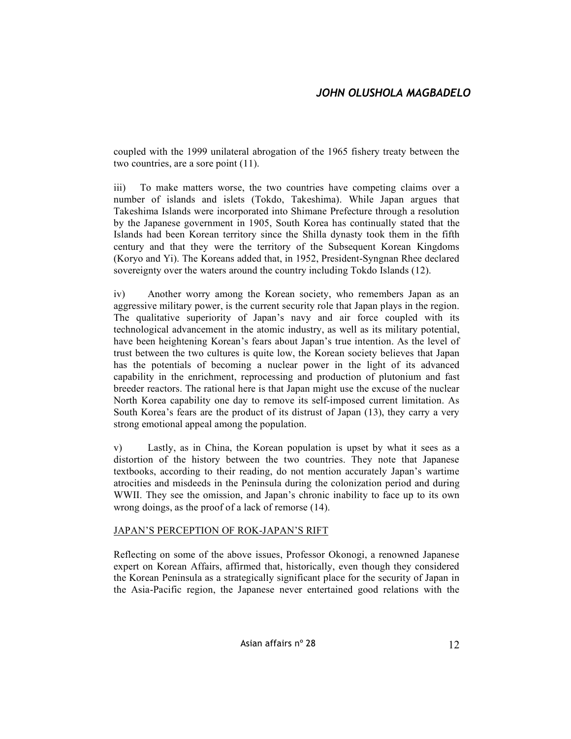coupled with the 1999 unilateral abrogation of the 1965 fishery treaty between the two countries, are a sore point (11).

iii) To make matters worse, the two countries have competing claims over a number of islands and islets (Tokdo, Takeshima). While Japan argues that Takeshima Islands were incorporated into Shimane Prefecture through a resolution by the Japanese government in 1905, South Korea has continually stated that the Islands had been Korean territory since the Shilla dynasty took them in the fifth century and that they were the territory of the Subsequent Korean Kingdoms (Koryo and Yi). The Koreans added that, in 1952, President-Syngnan Rhee declared sovereignty over the waters around the country including Tokdo Islands (12).

iv) Another worry among the Korean society, who remembers Japan as an aggressive military power, is the current security role that Japan plays in the region. The qualitative superiority of Japan's navy and air force coupled with its technological advancement in the atomic industry, as well as its military potential, have been heightening Korean's fears about Japan's true intention. As the level of trust between the two cultures is quite low, the Korean society believes that Japan has the potentials of becoming a nuclear power in the light of its advanced capability in the enrichment, reprocessing and production of plutonium and fast breeder reactors. The rational here is that Japan might use the excuse of the nuclear North Korea capability one day to remove its self-imposed current limitation. As South Korea's fears are the product of its distrust of Japan (13), they carry a very strong emotional appeal among the population.

v) Lastly, as in China, the Korean population is upset by what it sees as a distortion of the history between the two countries. They note that Japanese textbooks, according to their reading, do not mention accurately Japan's wartime atrocities and misdeeds in the Peninsula during the colonization period and during WWII. They see the omission, and Japan's chronic inability to face up to its own wrong doings, as the proof of a lack of remorse (14).

## JAPAN'S PERCEPTION OF ROK-JAPAN'S RIFT

Reflecting on some of the above issues, Professor Okonogi, a renowned Japanese expert on Korean Affairs, affirmed that, historically, even though they considered the Korean Peninsula as a strategically significant place for the security of Japan in the Asia-Pacific region, the Japanese never entertained good relations with the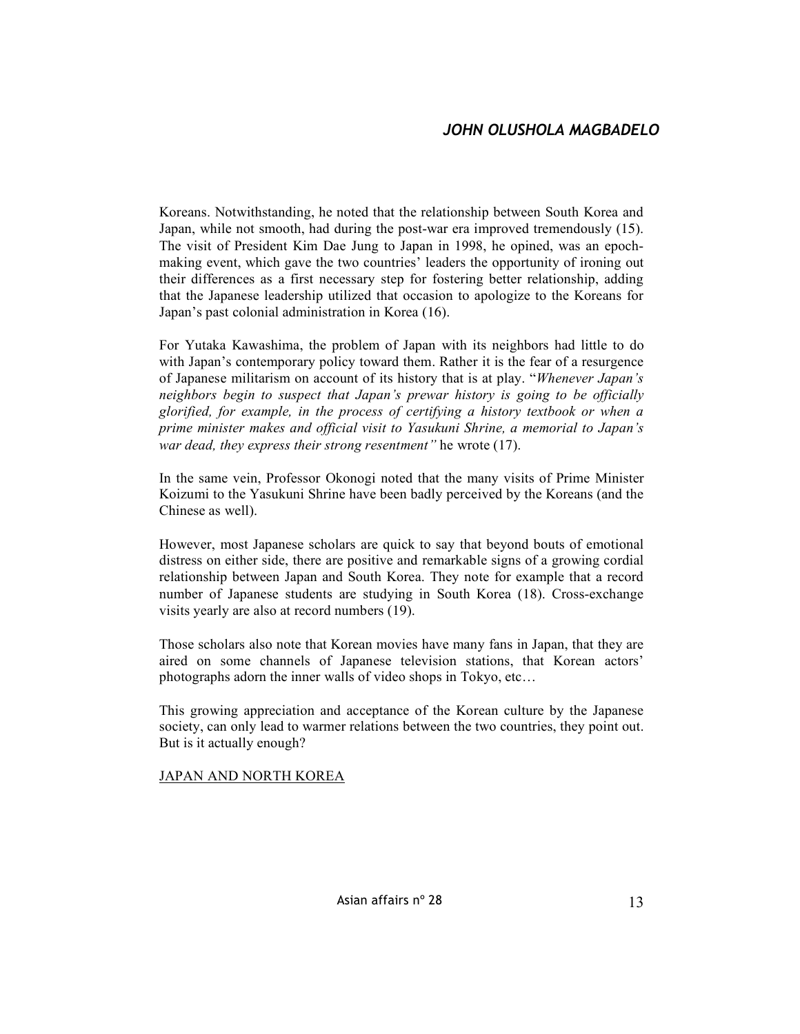Koreans. Notwithstanding, he noted that the relationship between South Korea and Japan, while not smooth, had during the post-war era improved tremendously (15). The visit of President Kim Dae Jung to Japan in 1998, he opined, was an epoch-making event, which gave the two countries' leaders the opportunity of ironing out their differences as a first necessary step for fostering better relationship, adding that the Japanese leadership utilized that occasion to apologize to the Koreans for Japan's past colonial administration in Korea (16).

For Yutaka Kawashima, the problem of Japan with its neighbors had little to do with Japan's contemporary policy toward them. Rather it is the fear of a resurgence of Japanese militarism on account of its history that is at play. "*Whenever Japan's neighbors begin to suspect that Japan's prewar history is going to be officially glorified, for example, in the process of certifying a history textbook or when a prime minister makes and official visit to Yasukuni Shrine, a memorial to Japan's war dead, they express their strong resentment"* he wrote (17).

In the same vein, Professor Okonogi noted that the many visits of Prime Minister Koizumi to the Yasukuni Shrine have been badly perceived by the Koreans (and the Chinese as well).

However, most Japanese scholars are quick to say that beyond bouts of emotional distress on either side, there are positive and remarkable signs of a growing cordial relationship between Japan and South Korea. They note for example that a record number of Japanese students are studying in South Korea (18). Cross-exchange visits yearly are also at record numbers (19).

Those scholars also note that Korean movies have many fans in Japan, that they are aired on some channels of Japanese television stations, that Korean actors' photographs adorn the inner walls of video shops in Tokyo, etc…

This growing appreciation and acceptance of the Korean culture by the Japanese society, can only lead to warmer relations between the two countries, they point out. But is it actually enough?

## JAPAN AND NORTH KOREA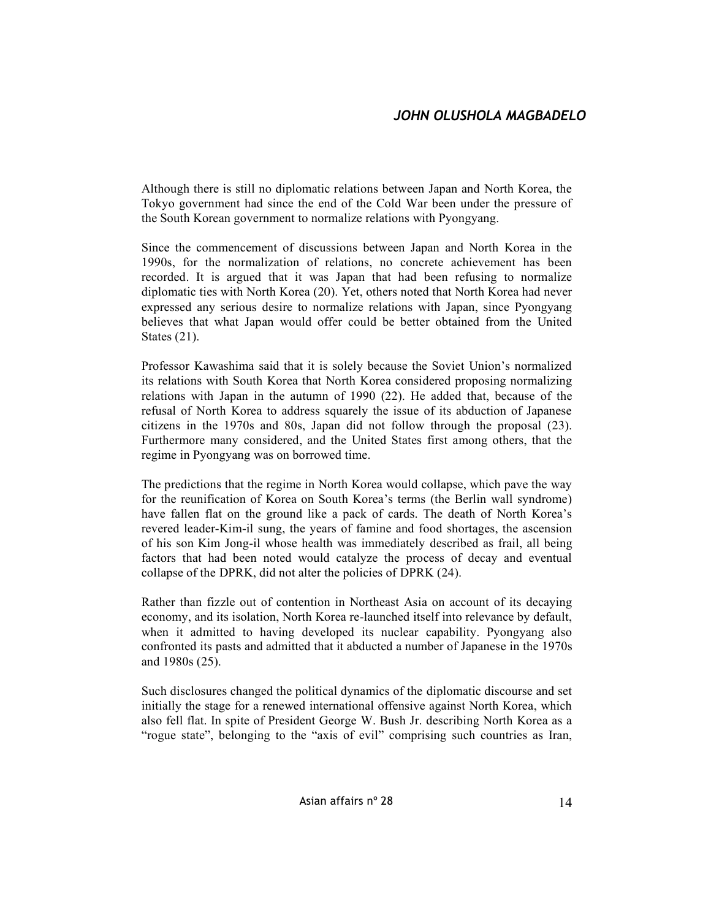Although there is still no diplomatic relations between Japan and North Korea, the Tokyo government had since the end of the Cold War been under the pressure of the South Korean government to normalize relations with Pyongyang.

Since the commencement of discussions between Japan and North Korea in the 1990s, for the normalization of relations, no concrete achievement has been recorded. It is argued that it was Japan that had been refusing to normalize diplomatic ties with North Korea (20). Yet, others noted that North Korea had never expressed any serious desire to normalize relations with Japan, since Pyongyang believes that what Japan would offer could be better obtained from the United States (21).

Professor Kawashima said that it is solely because the Soviet Union's normalized its relations with South Korea that North Korea considered proposing normalizing relations with Japan in the autumn of 1990 (22). He added that, because of the refusal of North Korea to address squarely the issue of its abduction of Japanese citizens in the 1970s and 80s, Japan did not follow through the proposal (23). Furthermore many considered, and the United States first among others, that the regime in Pyongyang was on borrowed time.

The predictions that the regime in North Korea would collapse, which pave the way for the reunification of Korea on South Korea's terms (the Berlin wall syndrome) have fallen flat on the ground like a pack of cards. The death of North Korea's revered leader-Kim-il sung, the years of famine and food shortages, the ascension of his son Kim Jong-il whose health was immediately described as frail, all being factors that had been noted would catalyze the process of decay and eventual collapse of the DPRK, did not alter the policies of DPRK (24).

Rather than fizzle out of contention in Northeast Asia on account of its decaying economy, and its isolation, North Korea re-launched itself into relevance by default, when it admitted to having developed its nuclear capability. Pyongyang also confronted its pasts and admitted that it abducted a number of Japanese in the 1970s and 1980s (25).

Such disclosures changed the political dynamics of the diplomatic discourse and set initially the stage for a renewed international offensive against North Korea, which also fell flat. In spite of President George W. Bush Jr. describing North Korea as a "rogue state", belonging to the "axis of evil" comprising such countries as Iran,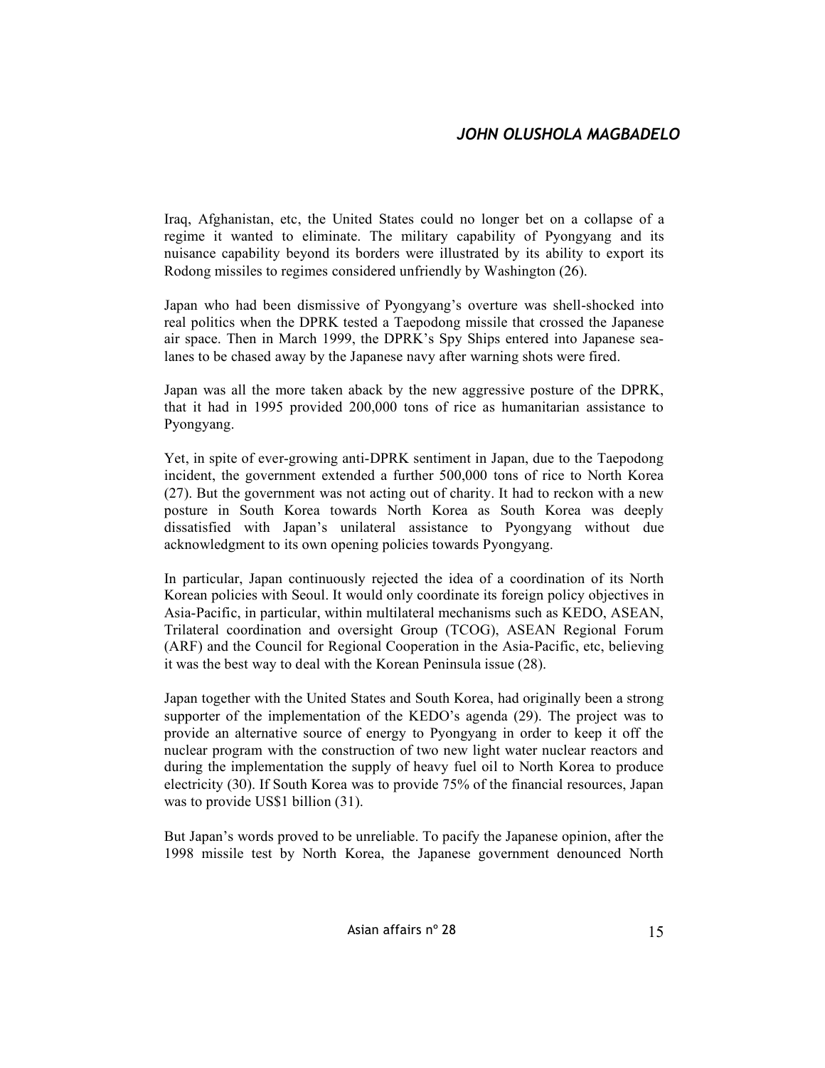Iraq, Afghanistan, etc, the United States could no longer bet on a collapse of a regime it wanted to eliminate. The military capability of Pyongyang and its nuisance capability beyond its borders were illustrated by its ability to export its Rodong missiles to regimes considered unfriendly by Washington (26).

Japan who had been dismissive of Pyongyang's overture was shell-shocked into real politics when the DPRK tested a Taepodong missile that crossed the Japanese air space. Then in March 1999, the DPRK's Spy Ships entered into Japanese sea-lanes to be chased away by the Japanese navy after warning shots were fired.

Japan was all the more taken aback by the new aggressive posture of the DPRK, that it had in 1995 provided 200,000 tons of rice as humanitarian assistance to Pyongyang.

Yet, in spite of ever-growing anti-DPRK sentiment in Japan, due to the Taepodong incident, the government extended a further 500,000 tons of rice to North Korea (27). But the government was not acting out of charity. It had to reckon with a new posture in South Korea towards North Korea as South Korea was deeply dissatisfied with Japan's unilateral assistance to Pyongyang without due acknowledgment to its own opening policies towards Pyongyang.

In particular, Japan continuously rejected the idea of a coordination of its North Korean policies with Seoul. It would only coordinate its foreign policy objectives in Asia-Pacific, in particular, within multilateral mechanisms such as KEDO, ASEAN, Trilateral coordination and oversight Group (TCOG), ASEAN Regional Forum (ARF) and the Council for Regional Cooperation in the Asia-Pacific, etc, believing it was the best way to deal with the Korean Peninsula issue (28).

Japan together with the United States and South Korea, had originally been a strong supporter of the implementation of the KEDO's agenda (29). The project was to provide an alternative source of energy to Pyongyang in order to keep it off the nuclear program with the construction of two new light water nuclear reactors and during the implementation the supply of heavy fuel oil to North Korea to produce electricity (30). If South Korea was to provide 75% of the financial resources, Japan was to provide US$1 billion (31).

But Japan's words proved to be unreliable. To pacify the Japanese opinion, after the 1998 missile test by North Korea, the Japanese government denounced North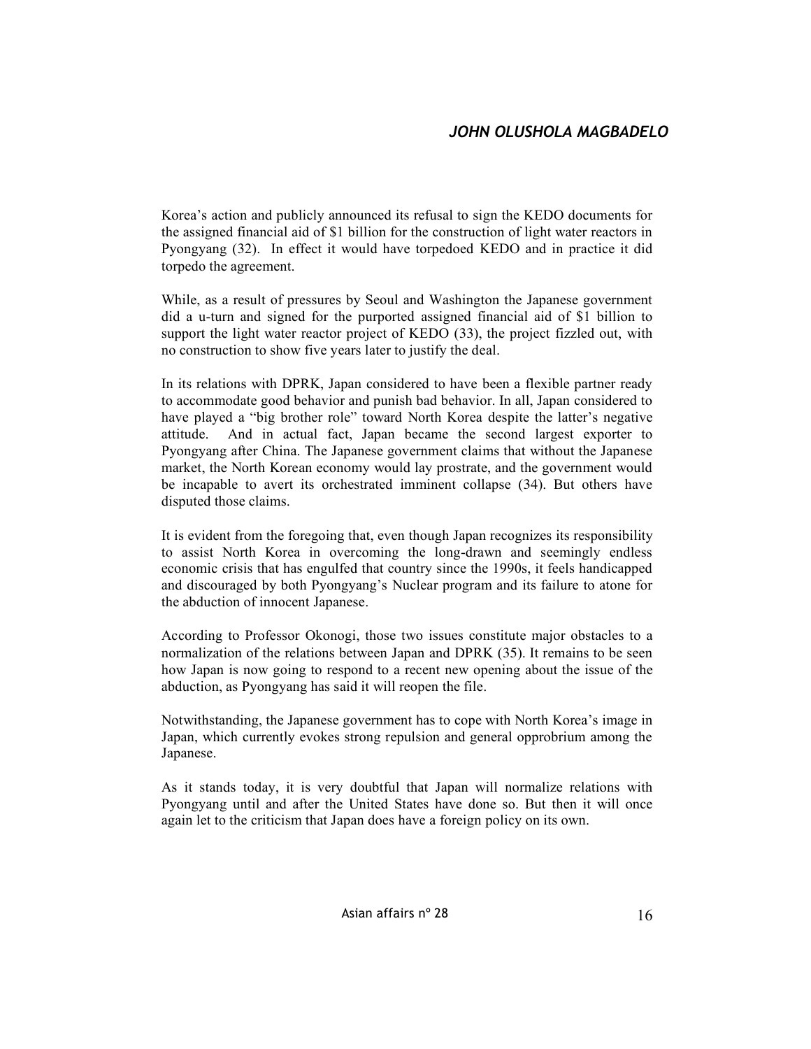Korea's action and publicly announced its refusal to sign the KEDO documents for the assigned financial aid of $1 billion for the construction of light water reactors in Pyongyang (32). In effect it would have torpedoed KEDO and in practice it did torpedo the agreement.

While, as a result of pressures by Seoul and Washington the Japanese government did a u-turn and signed for the purported assigned financial aid of $1 billion to support the light water reactor project of KEDO (33), the project fizzled out, with no construction to show five years later to justify the deal.

In its relations with DPRK, Japan considered to have been a flexible partner ready to accommodate good behavior and punish bad behavior. In all, Japan considered to have played a "big brother role" toward North Korea despite the latter's negative attitude. And in actual fact, Japan became the second largest exporter to Pyongyang after China. The Japanese government claims that without the Japanese market, the North Korean economy would lay prostrate, and the government would be incapable to avert its orchestrated imminent collapse (34). But others have disputed those claims.

It is evident from the foregoing that, even though Japan recognizes its responsibility to assist North Korea in overcoming the long-drawn and seemingly endless economic crisis that has engulfed that country since the 1990s, it feels handicapped and discouraged by both Pyongyang's Nuclear program and its failure to atone for the abduction of innocent Japanese.

According to Professor Okonogi, those two issues constitute major obstacles to a normalization of the relations between Japan and DPRK (35). It remains to be seen how Japan is now going to respond to a recent new opening about the issue of the abduction, as Pyongyang has said it will reopen the file.

Notwithstanding, the Japanese government has to cope with North Korea's image in Japan, which currently evokes strong repulsion and general opprobrium among the Japanese.

As it stands today, it is very doubtful that Japan will normalize relations with Pyongyang until and after the United States have done so. But then it will once again let to the criticism that Japan does have a foreign policy on its own.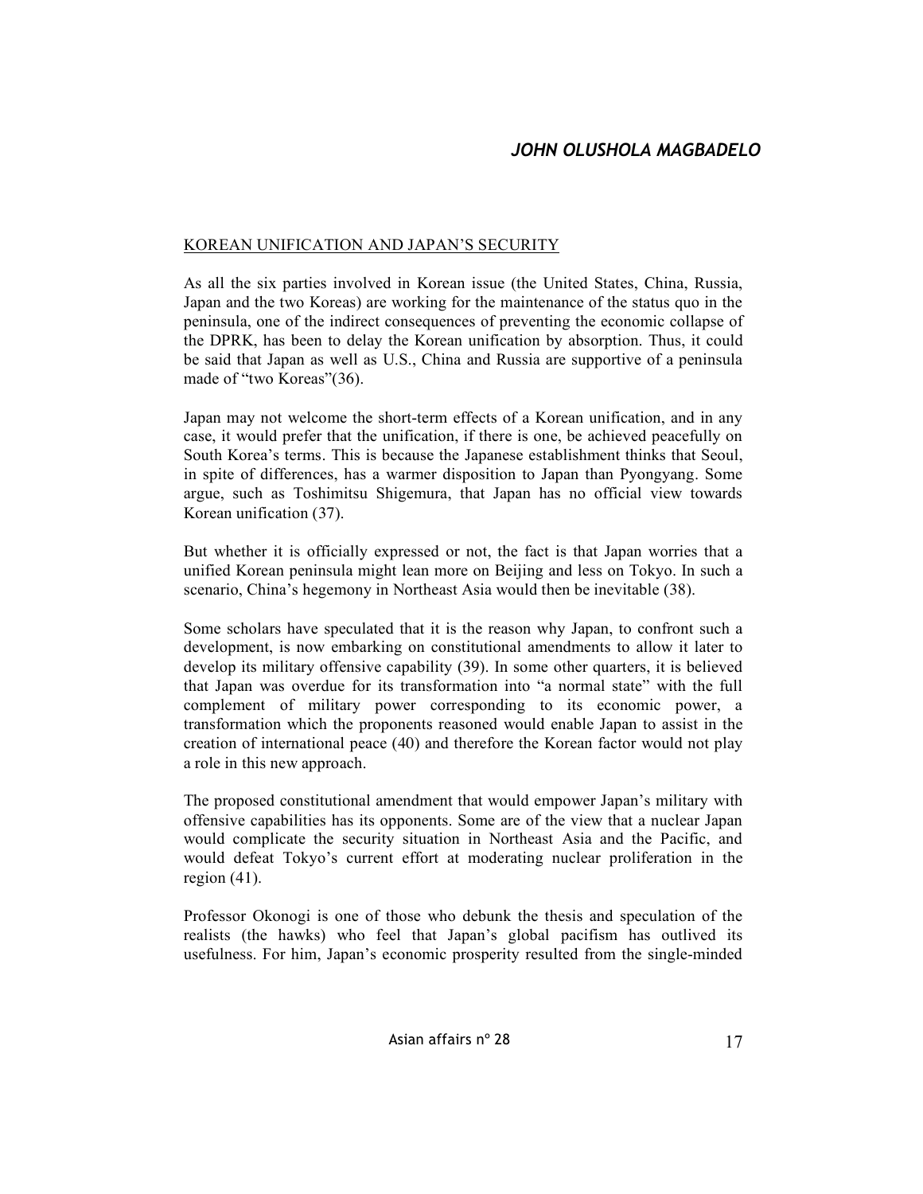## KOREAN UNIFICATION AND JAPAN'S SECURITY

As all the six parties involved in Korean issue (the United States, China, Russia, Japan and the two Koreas) are working for the maintenance of the status quo in the peninsula, one of the indirect consequences of preventing the economic collapse of the DPRK, has been to delay the Korean unification by absorption. Thus, it could be said that Japan as well as U.S., China and Russia are supportive of a peninsula made of "two Koreas"(36).

Japan may not welcome the short-term effects of a Korean unification, and in any case, it would prefer that the unification, if there is one, be achieved peacefully on South Korea's terms. This is because the Japanese establishment thinks that Seoul, in spite of differences, has a warmer disposition to Japan than Pyongyang. Some argue, such as Toshimitsu Shigemura, that Japan has no official view towards Korean unification (37).

But whether it is officially expressed or not, the fact is that Japan worries that a unified Korean peninsula might lean more on Beijing and less on Tokyo. In such a scenario, China's hegemony in Northeast Asia would then be inevitable (38).

Some scholars have speculated that it is the reason why Japan, to confront such a development, is now embarking on constitutional amendments to allow it later to develop its military offensive capability (39). In some other quarters, it is believed that Japan was overdue for its transformation into "a normal state" with the full complement of military power corresponding to its economic power, a transformation which the proponents reasoned would enable Japan to assist in the creation of international peace (40) and therefore the Korean factor would not play a role in this new approach.

The proposed constitutional amendment that would empower Japan's military with offensive capabilities has its opponents. Some are of the view that a nuclear Japan would complicate the security situation in Northeast Asia and the Pacific, and would defeat Tokyo's current effort at moderating nuclear proliferation in the region (41).

Professor Okonogi is one of those who debunk the thesis and speculation of the realists (the hawks) who feel that Japan's global pacifism has outlived its usefulness. For him, Japan's economic prosperity resulted from the single-minded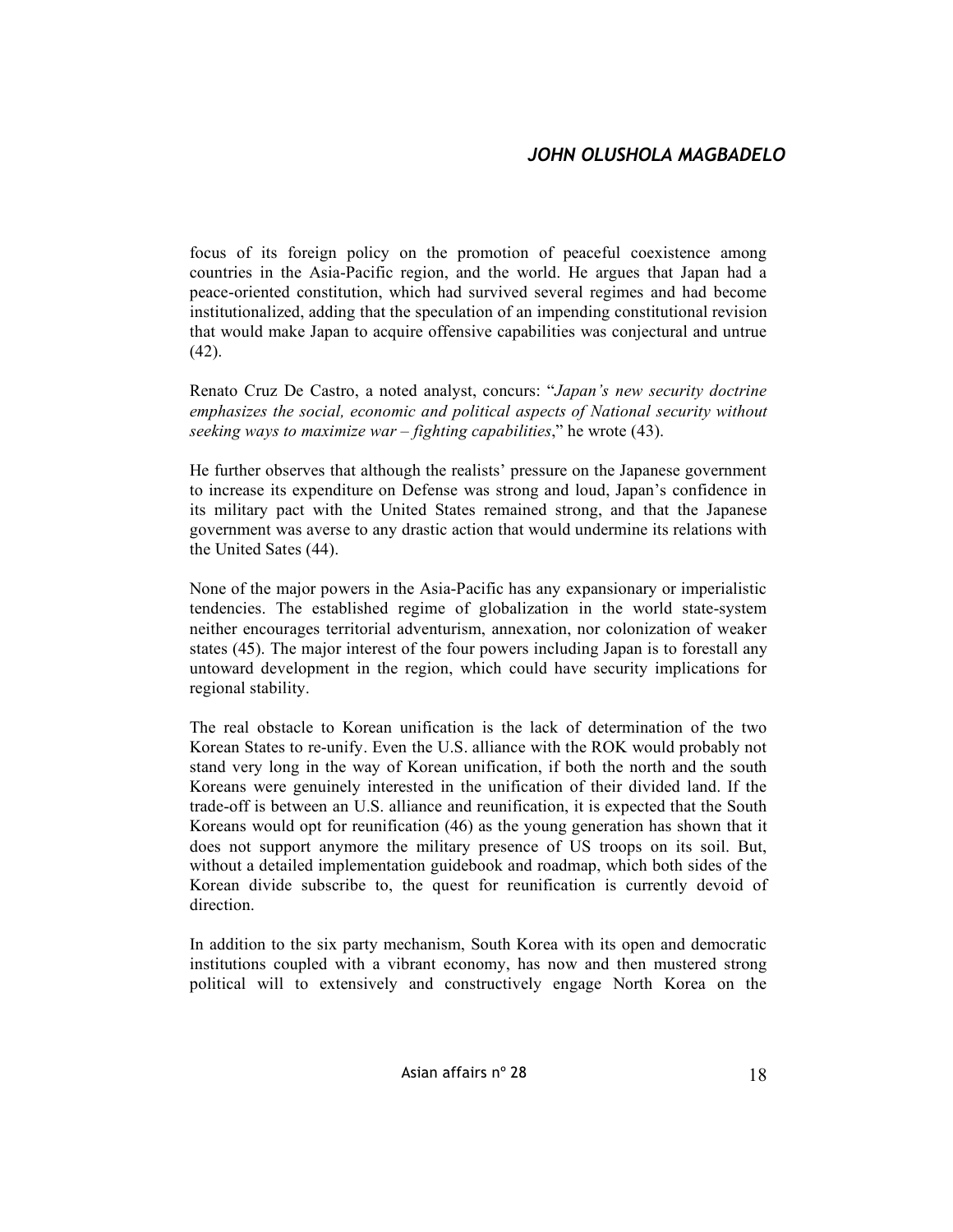focus of its foreign policy on the promotion of peaceful coexistence among countries in the Asia-Pacific region, and the world. He argues that Japan had a peace-oriented constitution, which had survived several regimes and had become institutionalized, adding that the speculation of an impending constitutional revision that would make Japan to acquire offensive capabilities was conjectural and untrue (42).

Renato Cruz De Castro, a noted analyst, concurs: "*Japan's new security doctrine emphasizes the social, economic and political aspects of National security without seeking ways to maximize war – fighting capabilities*," he wrote (43).

He further observes that although the realists' pressure on the Japanese government to increase its expenditure on Defense was strong and loud, Japan's confidence in its military pact with the United States remained strong, and that the Japanese government was averse to any drastic action that would undermine its relations with the United Sates (44).

None of the major powers in the Asia-Pacific has any expansionary or imperialistic tendencies. The established regime of globalization in the world state-system neither encourages territorial adventurism, annexation, nor colonization of weaker states (45). The major interest of the four powers including Japan is to forestall any untoward development in the region, which could have security implications for regional stability.

The real obstacle to Korean unification is the lack of determination of the two Korean States to re-unify. Even the U.S. alliance with the ROK would probably not stand very long in the way of Korean unification, if both the north and the south Koreans were genuinely interested in the unification of their divided land. If the trade-off is between an U.S. alliance and reunification, it is expected that the South Koreans would opt for reunification (46) as the young generation has shown that it does not support anymore the military presence of US troops on its soil. But, without a detailed implementation guidebook and roadmap, which both sides of the Korean divide subscribe to, the quest for reunification is currently devoid of direction.

In addition to the six party mechanism, South Korea with its open and democratic institutions coupled with a vibrant economy, has now and then mustered strong political will to extensively and constructively engage North Korea on the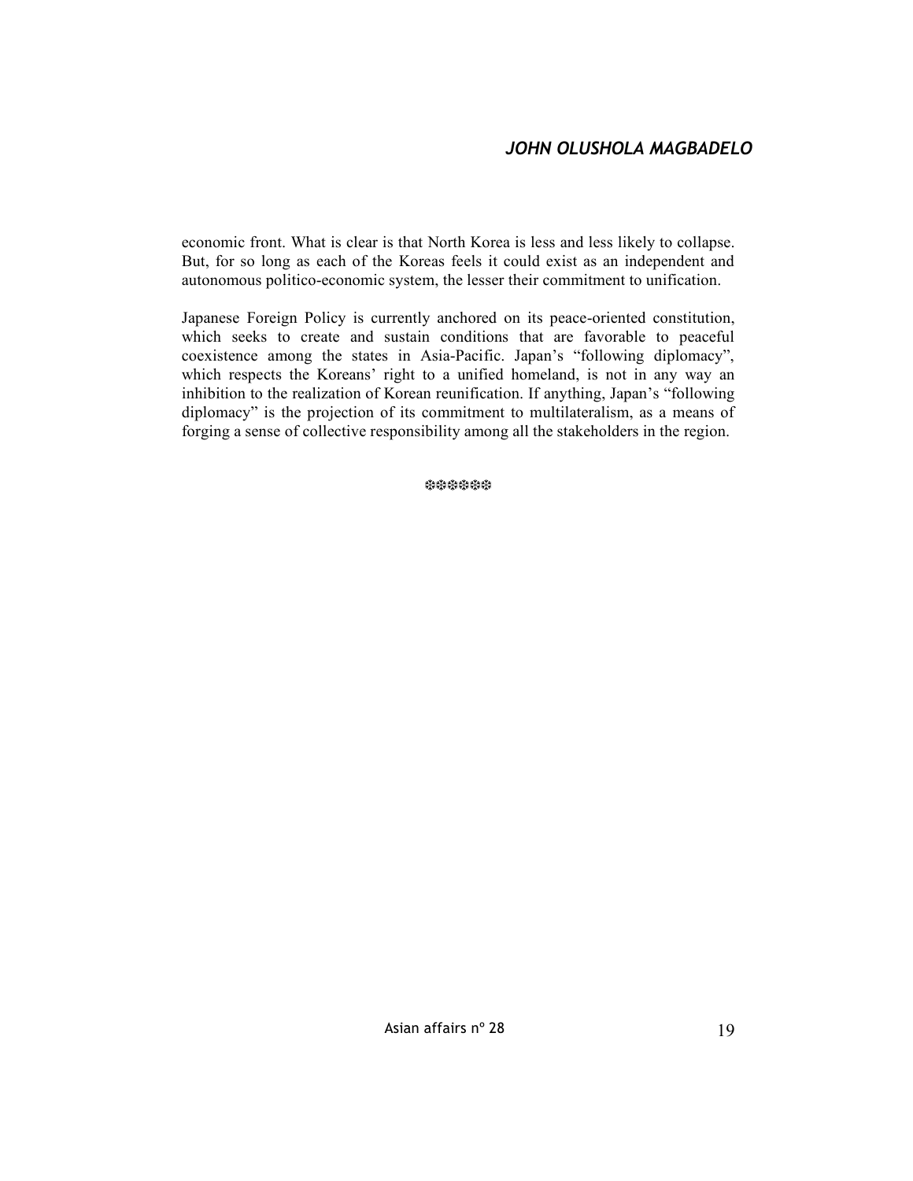economic front. What is clear is that North Korea is less and less likely to collapse. But, for so long as each of the Koreas feels it could exist as an independent and autonomous politico-economic system, the lesser their commitment to unification.

Japanese Foreign Policy is currently anchored on its peace-oriented constitution, which seeks to create and sustain conditions that are favorable to peaceful coexistence among the states in Asia-Pacific. Japan's "following diplomacy", which respects the Koreans' right to a unified homeland, is not in any way an inhibition to the realization of Korean reunification. If anything, Japan's "following diplomacy" is the projection of its commitment to multilateralism, as a means of forging a sense of collective responsibility among all the stakeholders in the region.

❆❆❆❆❆❆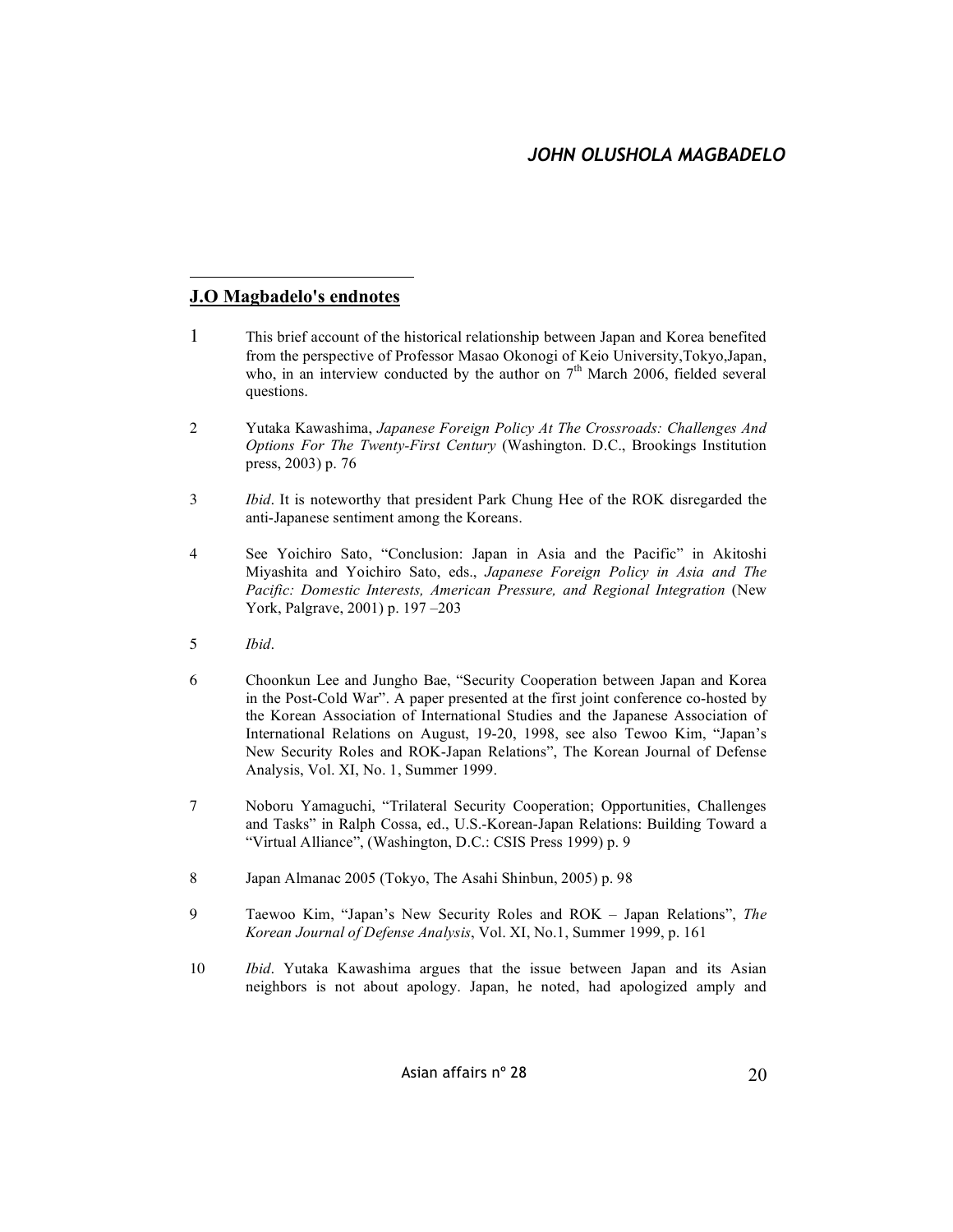## J.O Magbadelo's endnotes

1 This brief account of the historical relationship between Japan and Korea benefited from the perspective of Professor Masao Okonogi of Keio University,Tokyo,Japan, who, in an interview conducted by the author on 7th March 2006, fielded several questions.

2 Yutaka Kawashima, *Japanese Foreign Policy At The Crossroads: Challenges And Options For The Twenty-First Century* (Washington. D.C., Brookings Institution press, 2003) p. 76

3 *Ibid*. It is noteworthy that president Park Chung Hee of the ROK disregarded the anti-Japanese sentiment among the Koreans.

4 See Yoichiro Sato, "Conclusion: Japan in Asia and the Pacific" in Akitoshi Miyashita and Yoichiro Sato, eds., *Japanese Foreign Policy in Asia and The Pacific: Domestic Interests, American Pressure, and Regional Integration* (New York, Palgrave, 2001) p. 197 –203

5 *Ibid*.

6 Choonkun Lee and Jungho Bae, "Security Cooperation between Japan and Korea in the Post-Cold War". A paper presented at the first joint conference co-hosted by the Korean Association of International Studies and the Japanese Association of International Relations on August, 19-20, 1998, see also Tewoo Kim, "Japan's New Security Roles and ROK-Japan Relations", The Korean Journal of Defense Analysis, Vol. XI, No. 1, Summer 1999.

7 Noboru Yamaguchi, "Trilateral Security Cooperation; Opportunities, Challenges and Tasks" in Ralph Cossa, ed., U.S.-Korean-Japan Relations: Building Toward a "Virtual Alliance", (Washington, D.C.: CSIS Press 1999) p. 9

8 Japan Almanac 2005 (Tokyo, The Asahi Shinbun, 2005) p. 98

9 Taewoo Kim, "Japan's New Security Roles and ROK – Japan Relations", *The Korean Journal of Defense Analysis*, Vol. XI, No.1, Summer 1999, p. 161

10 *Ibid*. Yutaka Kawashima argues that the issue between Japan and its Asian neighbors is not about apology. Japan, he noted, had apologized amply and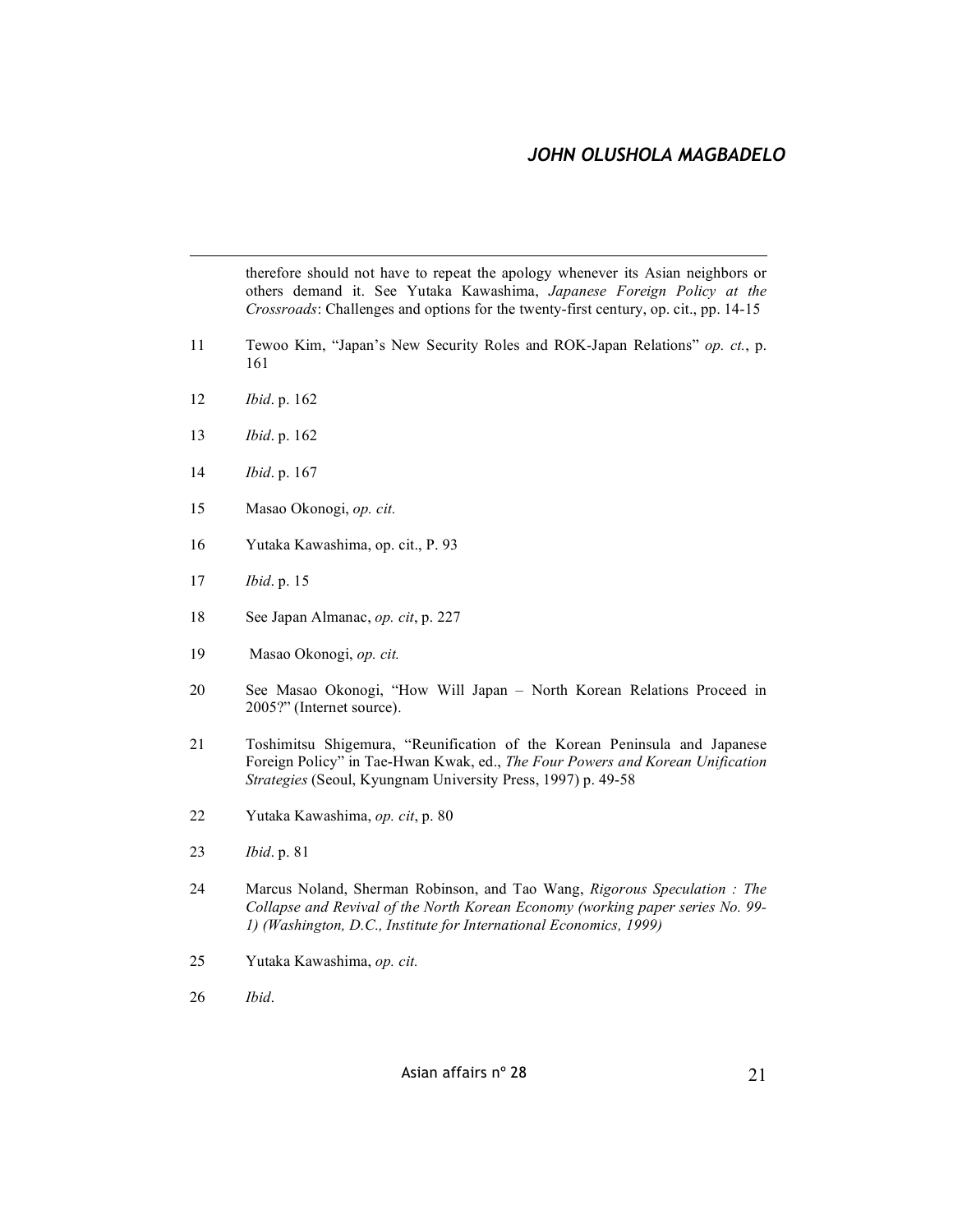therefore should not have to repeat the apology whenever its Asian neighbors or others demand it. See Yutaka Kawashima, *Japanese Foreign Policy at the Crossroads*: Challenges and options for the twenty-first century, op. cit., pp. 14-15

11 Tewoo Kim, "Japan's New Security Roles and ROK-Japan Relations" *op. ct.*, p. 161

12 *Ibid*. p. 162

13 *Ibid*. p. 162

14 *Ibid*. p. 167

15 Masao Okonogi, *op. cit.*

16 Yutaka Kawashima, op. cit., P. 93

17 *Ibid*. p. 15

18 See Japan Almanac, *op. cit*, p. 227

19 Masao Okonogi, *op. cit.*

20 See Masao Okonogi, "How Will Japan – North Korean Relations Proceed in 2005?" (Internet source).

21 Toshimitsu Shigemura, "Reunification of the Korean Peninsula and Japanese Foreign Policy" in Tae-Hwan Kwak, ed., *The Four Powers and Korean Unification Strategies* (Seoul, Kyungnam University Press, 1997) p. 49-58

22 Yutaka Kawashima, *op. cit*, p. 80

23 *Ibid*. p. 81

24 Marcus Noland, Sherman Robinson, and Tao Wang, *Rigorous Speculation : The Collapse and Revival of the North Korean Economy (working paper series No. 99-1) (Washington, D.C., Institute for International Economics, 1999)*

25 Yutaka Kawashima, *op. cit.*

26 *Ibid*.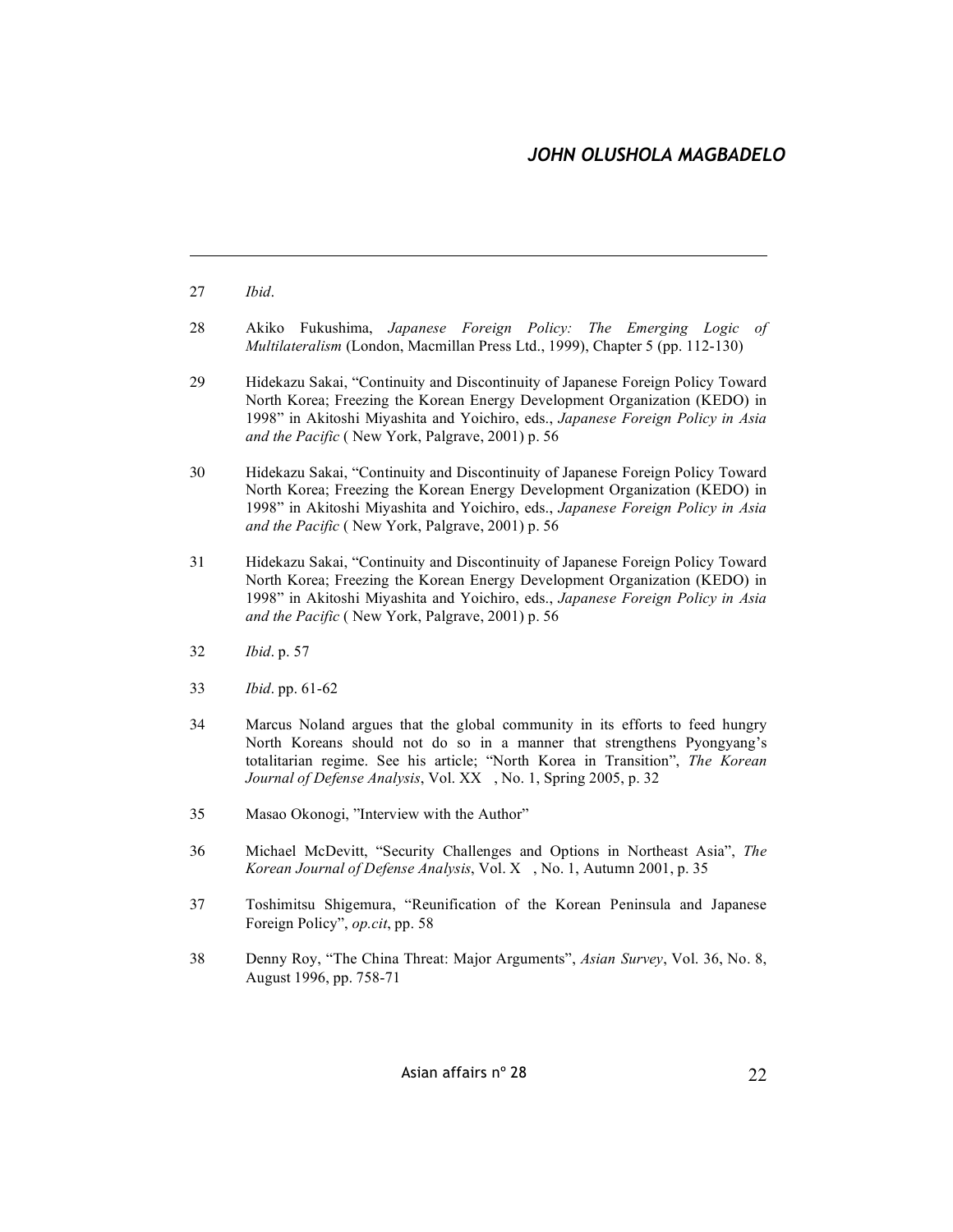27 *Ibid*.

28 Akiko Fukushima, *Japanese Foreign Policy: The Emerging Logic of Multilateralism* (London, Macmillan Press Ltd., 1999), Chapter 5 (pp. 112-130)

29 Hidekazu Sakai, "Continuity and Discontinuity of Japanese Foreign Policy Toward North Korea; Freezing the Korean Energy Development Organization (KEDO) in 1998" in Akitoshi Miyashita and Yoichiro, eds., *Japanese Foreign Policy in Asia and the Pacific* ( New York, Palgrave, 2001) p. 56

30 Hidekazu Sakai, "Continuity and Discontinuity of Japanese Foreign Policy Toward North Korea; Freezing the Korean Energy Development Organization (KEDO) in 1998" in Akitoshi Miyashita and Yoichiro, eds., *Japanese Foreign Policy in Asia and the Pacific* ( New York, Palgrave, 2001) p. 56

31 Hidekazu Sakai, "Continuity and Discontinuity of Japanese Foreign Policy Toward North Korea; Freezing the Korean Energy Development Organization (KEDO) in 1998" in Akitoshi Miyashita and Yoichiro, eds., *Japanese Foreign Policy in Asia and the Pacific* ( New York, Palgrave, 2001) p. 56

32 *Ibid*. p. 57

33 *Ibid*. pp. 61-62

34 Marcus Noland argues that the global community in its efforts to feed hungry North Koreans should not do so in a manner that strengthens Pyongyang's totalitarian regime. See his article; "North Korea in Transition", *The Korean Journal of Defense Analysis*, Vol. XX , No. 1, Spring 2005, p. 32

35 Masao Okonogi, "Interview with the Author"

36 Michael McDevitt, "Security Challenges and Options in Northeast Asia", *The Korean Journal of Defense Analysis*, Vol. X , No. 1, Autumn 2001, p. 35

37 Toshimitsu Shigemura, "Reunification of the Korean Peninsula and Japanese Foreign Policy", *op.cit*, pp. 58

38 Denny Roy, "The China Threat: Major Arguments", *Asian Survey*, Vol. 36, No. 8, August 1996, pp. 758-71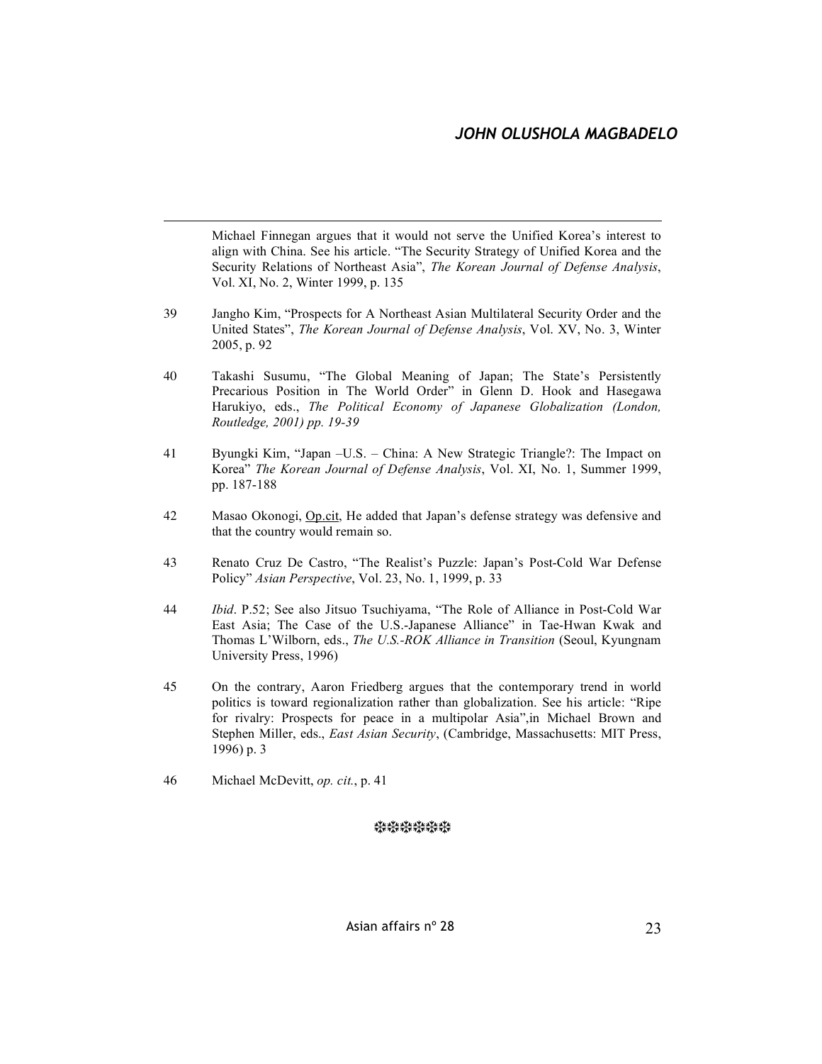Michael Finnegan argues that it would not serve the Unified Korea's interest to align with China. See his article. "The Security Strategy of Unified Korea and the Security Relations of Northeast Asia", *The Korean Journal of Defense Analysis*, Vol. XI, No. 2, Winter 1999, p. 135

39 Jangho Kim, "Prospects for A Northeast Asian Multilateral Security Order and the United States", *The Korean Journal of Defense Analysis*, Vol. XV, No. 3, Winter 2005, p. 92

40 Takashi Susumu, "The Global Meaning of Japan; The State's Persistently Precarious Position in The World Order" in Glenn D. Hook and Hasegawa Harukiyo, eds., *The Political Economy of Japanese Globalization (London, Routledge, 2001) pp. 19-39*

41 Byungki Kim, "Japan –U.S. – China: A New Strategic Triangle?: The Impact on Korea" *The Korean Journal of Defense Analysis*, Vol. XI, No. 1, Summer 1999, pp. 187-188

42 Masao Okonogi, Op.cit, He added that Japan's defense strategy was defensive and that the country would remain so.

43 Renato Cruz De Castro, "The Realist's Puzzle: Japan's Post-Cold War Defense Policy" *Asian Perspective*, Vol. 23, No. 1, 1999, p. 33

44 *Ibid*. P.52; See also Jitsuo Tsuchiyama, "The Role of Alliance in Post-Cold War East Asia; The Case of the U.S.-Japanese Alliance" in Tae-Hwan Kwak and Thomas L'Wilborn, eds., *The U.S.-ROK Alliance in Transition* (Seoul, Kyungnam University Press, 1996)

45 On the contrary, Aaron Friedberg argues that the contemporary trend in world politics is toward regionalization rather than globalization. See his article: "Ripe for rivalry: Prospects for peace in a multipolar Asia",in Michael Brown and Stephen Miller, eds., *East Asian Security*, (Cambridge, Massachusetts: MIT Press, 1996) p. 3

46 Michael McDevitt, *op. cit.*, p. 41

❊❊❊❊❊❊❊